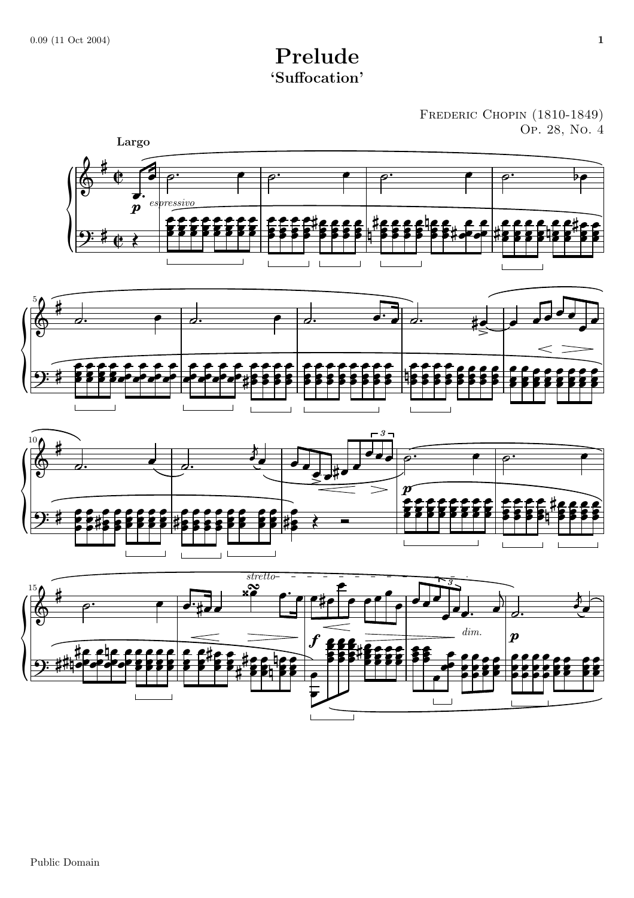# Prelude

## 'Suffocation'

Frederic Chopin (1810-1849)
Op. 28, No. 4

Largo

Public Domain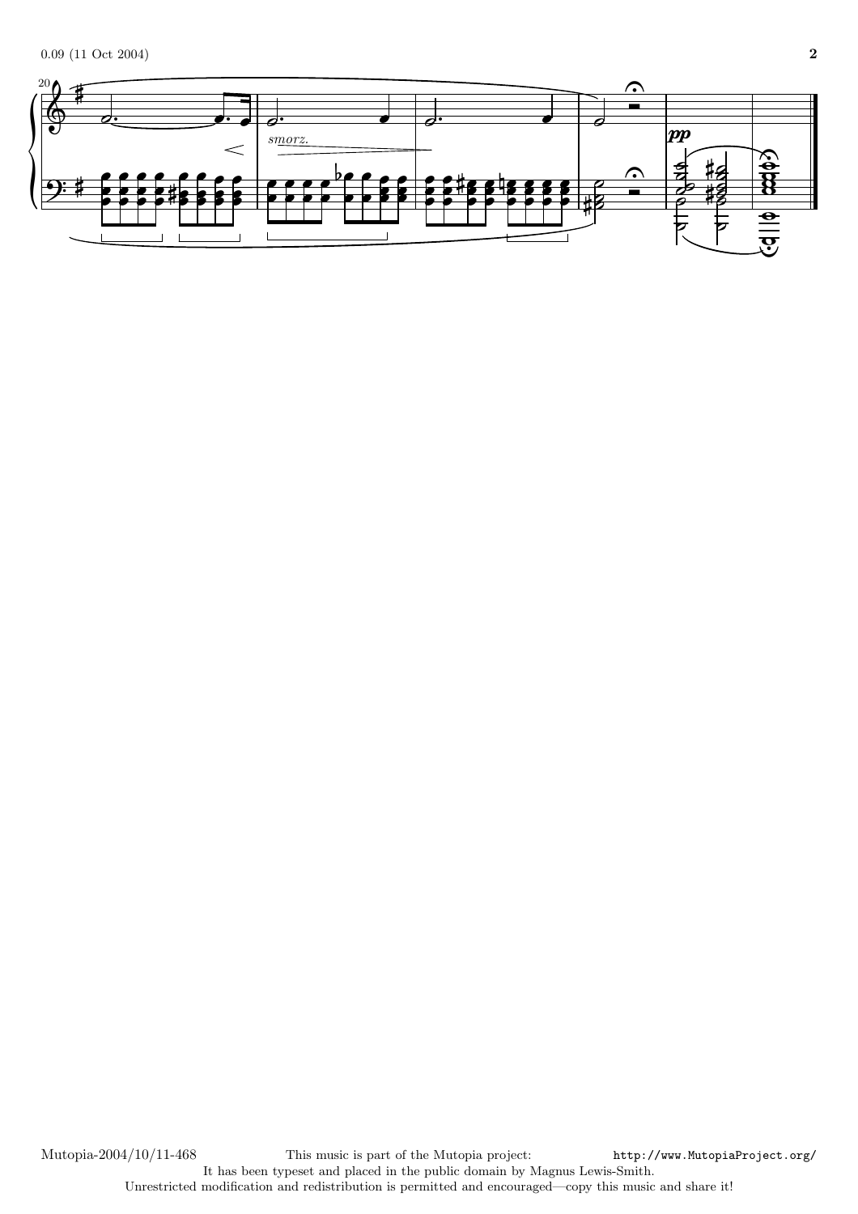Mutopia-2004/10/11-468 This music is part of the Mutopia project: http://www.MutopiaProject.org/
It has been typeset and placed in the public domain by Magnus Lewis-Smith.
Unrestricted modification and redistribution is permitted and encouraged—copy this music and share it!